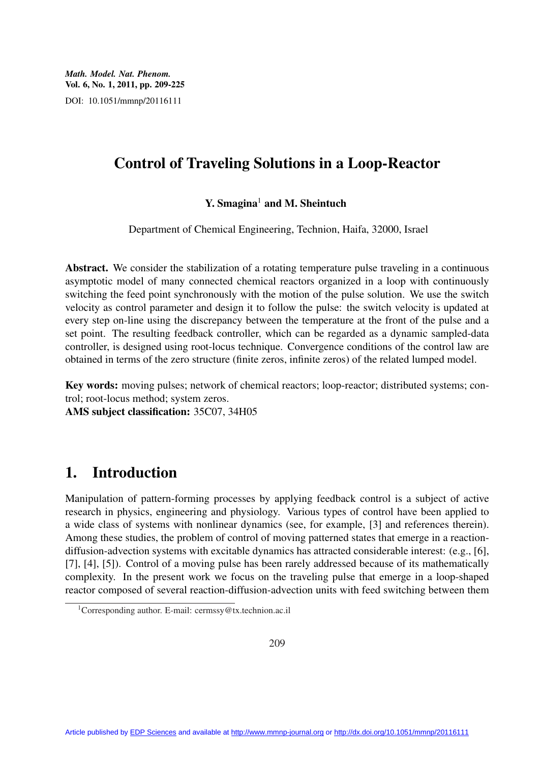# Control of Traveling Solutions in a Loop-Reactor

**Y. Smagina**[1] **and M. Sheintuch**

Department of Chemical Engineering, Technion, Haifa, 32000, Israel

**Abstract.** We consider the stabilization of a rotating temperature pulse traveling in a continuous asymptotic model of many connected chemical reactors organized in a loop with continuously switching the feed point synchronously with the motion of the pulse solution. We use the switch velocity as control parameter and design it to follow the pulse: the switch velocity is updated at every step on-line using the discrepancy between the temperature at the front of the pulse and a set point. The resulting feedback controller, which can be regarded as a dynamic sampled-data controller, is designed using root-locus technique. Convergence conditions of the control law are obtained in terms of the zero structure (finite zeros, infinite zeros) of the related lumped model.

**Key words:** moving pulses; network of chemical reactors; loop-reactor; distributed systems; control; root-locus method; system zeros.

**AMS subject classification:** 35C07, 34H05

## 1. Introduction

Manipulation of pattern-forming processes by applying feedback control is a subject of active research in physics, engineering and physiology. Various types of control have been applied to a wide class of systems with nonlinear dynamics (see, for example, [3] and references therein). Among these studies, the problem of control of moving patterned states that emerge in a reaction-diffusion-advection systems with excitable dynamics has attracted considerable interest: (e.g., [6], [7], [4], [5]). Control of a moving pulse has been rarely addressed because of its mathematically complexity. In the present work we focus on the traveling pulse that emerge in a loop-shaped reactor composed of several reaction-diffusion-advection units with feed switching between them

[1] Corresponding author. E-mail: cermssy@tx.technion.ac.il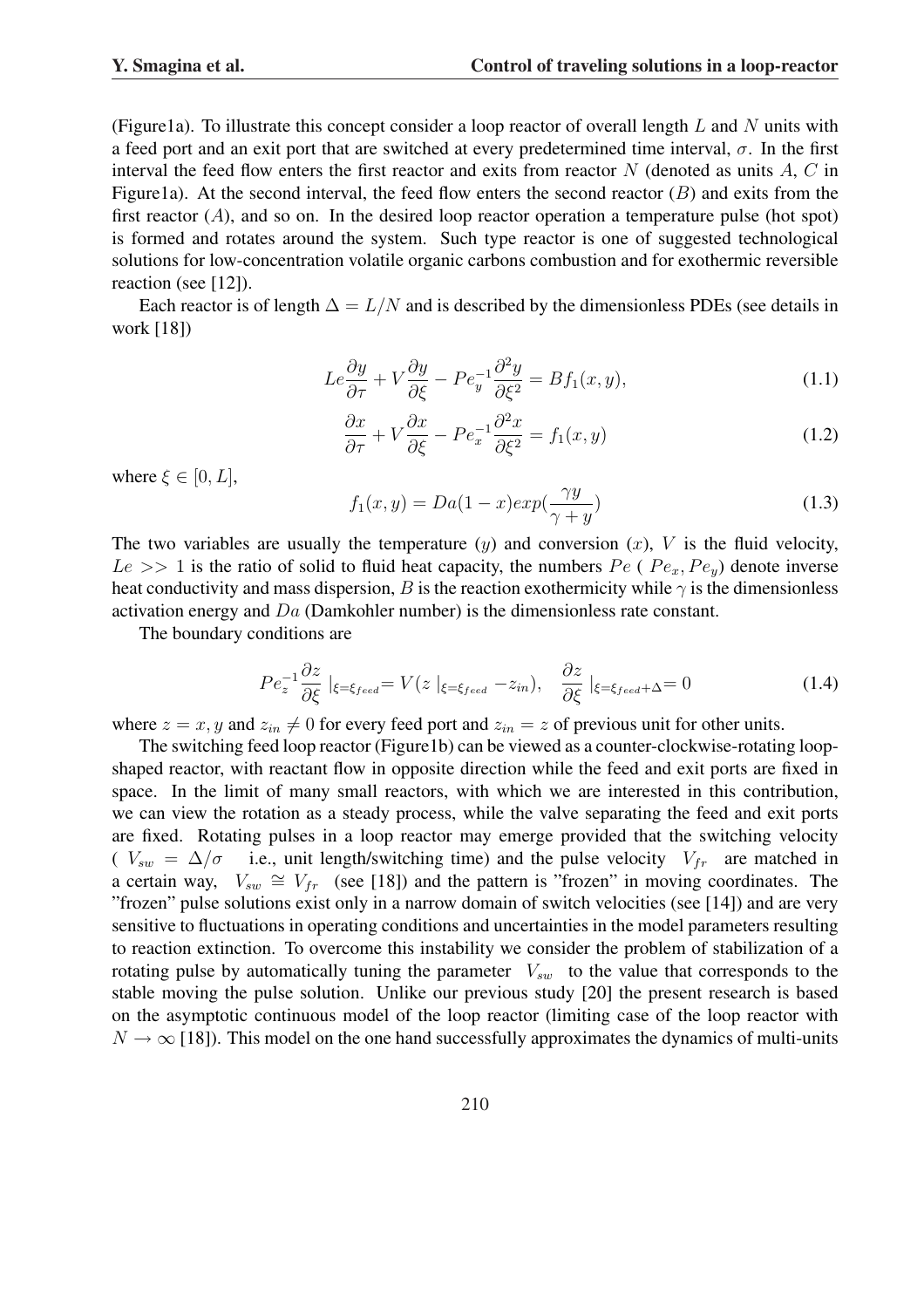(Figure1a). To illustrate this concept consider a loop reactor of overall length $L$ and $N$ units with a feed port and an exit port that are switched at every predetermined time interval, $\sigma$. In the first interval the feed flow enters the first reactor and exits from reactor $N$ (denoted as units $A$, $C$ in Figure1a). At the second interval, the feed flow enters the second reactor ($B$) and exits from the first reactor ($A$), and so on. In the desired loop reactor operation a temperature pulse (hot spot) is formed and rotates around the system. Such type reactor is one of suggested technological solutions for low-concentration volatile organic carbons combustion and for exothermic reversible reaction (see [12]).

Each reactor is of length $\Delta = L/N$ and is described by the dimensionless PDEs (see details in work [18])

$$Le\frac{\partial y}{\partial \tau} + V\frac{\partial y}{\partial \xi} - Pe_y^{-1}\frac{\partial^2 y}{\partial \xi^2} = Bf_1(x,y), \tag{1.1}$$

$$\frac{\partial x}{\partial \tau} + V\frac{\partial x}{\partial \xi} - Pe_x^{-1}\frac{\partial^2 x}{\partial \xi^2} = f_1(x,y) \tag{1.2}$$

where $\xi \in [0, L]$,

$$f_1(x,y) = Da(1-x)exp(\frac{\gamma y}{\gamma + y}) \tag{1.3}$$

The two variables are usually the temperature ($y$) and conversion ($x$), $V$ is the fluid velocity, $Le >> 1$ is the ratio of solid to fluid heat capacity, the numbers $Pe$ ( $Pe_x, Pe_y$) denote inverse heat conductivity and mass dispersion, $B$ is the reaction exothermicity while $\gamma$ is the dimensionless activation energy and $Da$ (Damkohler number) is the dimensionless rate constant.

The boundary conditions are

$$Pe_z^{-1}\frac{\partial z}{\partial \xi}\mid_{\xi=\xi_{feed}} = V(z\mid_{\xi=\xi_{feed}} - z_{in}), \quad \frac{\partial z}{\partial \xi}\mid_{\xi=\xi_{feed}+\Delta} = 0 \tag{1.4}$$

where $z = x, y$ and $z_{in} \neq 0$ for every feed port and $z_{in} = z$ of previous unit for other units.

The switching feed loop reactor (Figure1b) can be viewed as a counter-clockwise-rotating loop-shaped reactor, with reactant flow in opposite direction while the feed and exit ports are fixed in space. In the limit of many small reactors, with which we are interested in this contribution, we can view the rotation as a steady process, while the valve separating the feed and exit ports are fixed. Rotating pulses in a loop reactor may emerge provided that the switching velocity ( $V_{sw} = \Delta/\sigma$ i.e., unit length/switching time) and the pulse velocity $V_{fr}$ are matched in a certain way, $V_{sw} \cong V_{fr}$ (see [18]) and the pattern is "frozen" in moving coordinates. The "frozen" pulse solutions exist only in a narrow domain of switch velocities (see [14]) and are very sensitive to fluctuations in operating conditions and uncertainties in the model parameters resulting to reaction extinction. To overcome this instability we consider the problem of stabilization of a rotating pulse by automatically tuning the parameter $V_{sw}$ to the value that corresponds to the stable moving the pulse solution. Unlike our previous study [20] the present research is based on the asymptotic continuous model of the loop reactor (limiting case of the loop reactor with $N \to \infty$ [18]). This model on the one hand successfully approximates the dynamics of multi-units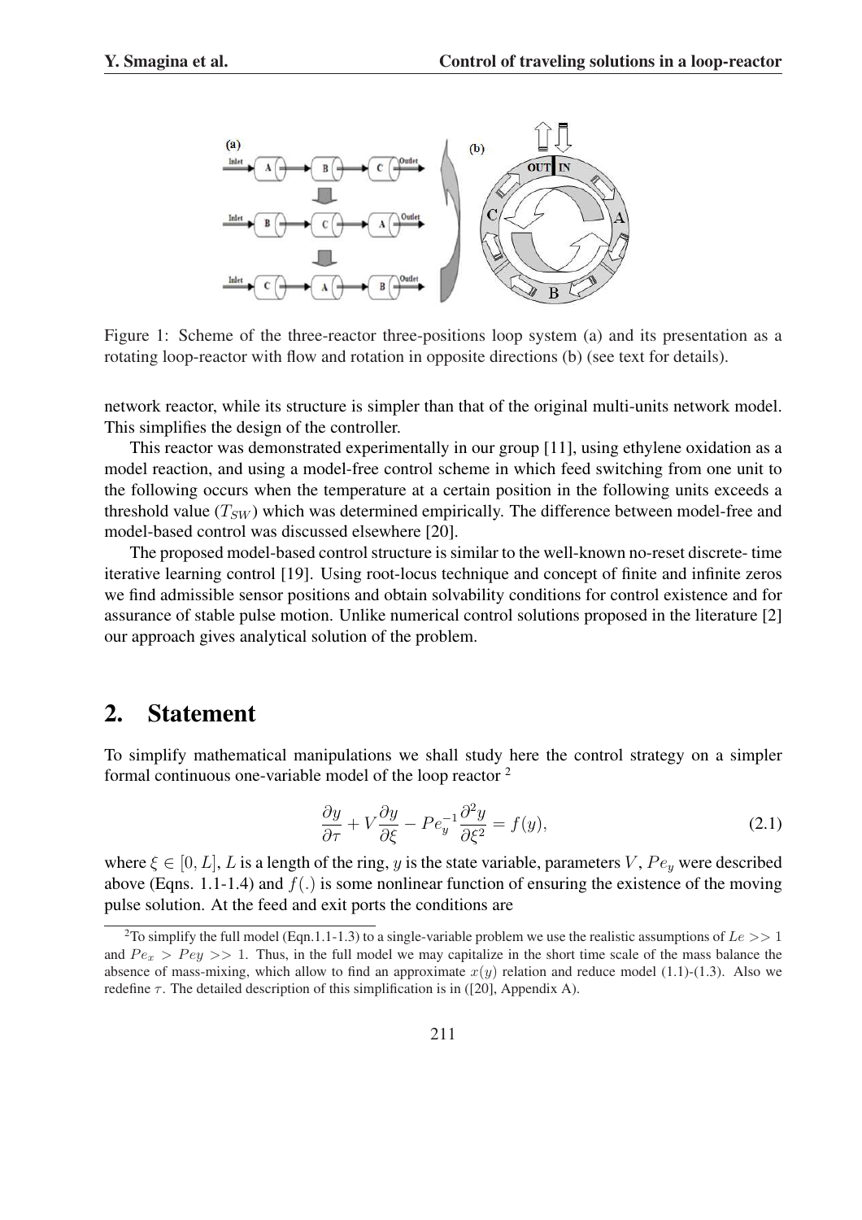Figure 1: Scheme of the three-reactor three-positions loop system (a) and its presentation as a rotating loop-reactor with flow and rotation in opposite directions (b) (see text for details).

network reactor, while its structure is simpler than that of the original multi-units network model. This simplifies the design of the controller.

This reactor was demonstrated experimentally in our group [11], using ethylene oxidation as a model reaction, and using a model-free control scheme in which feed switching from one unit to the following occurs when the temperature at a certain position in the following units exceeds a threshold value ($T_{SW}$) which was determined empirically. The difference between model-free and model-based control was discussed elsewhere [20].

The proposed model-based control structure is similar to the well-known no-reset discrete- time iterative learning control [19]. Using root-locus technique and concept of finite and infinite zeros we find admissible sensor positions and obtain solvability conditions for control existence and for assurance of stable pulse motion. Unlike numerical control solutions proposed in the literature [2] our approach gives analytical solution of the problem.

## 2. Statement

To simplify mathematical manipulations we shall study here the control strategy on a simpler formal continuous one-variable model of the loop reactor [2]

$$\frac{\partial y}{\partial \tau} + V\frac{\partial y}{\partial \xi} - Pe_y^{-1}\frac{\partial^2 y}{\partial \xi^2} = f(y), \tag{2.1}$$

where $\xi \in [0, L]$, $L$ is a length of the ring, $y$ is the state variable, parameters $V$, $Pe_y$ were described above (Eqns. 1.1-1.4) and $f(.)$ is some nonlinear function of ensuring the existence of the moving pulse solution. At the feed and exit ports the conditions are

[2] To simplify the full model (Eqn.1.1-1.3) to a single-variable problem we use the realistic assumptions of $Le >> 1$ and $Pe_x > Pey >> 1$. Thus, in the full model we may capitalize in the short time scale of the mass balance the absence of mass-mixing, which allow to find an approximate $x(y)$ relation and reduce model (1.1)-(1.3). Also we redefine $\tau$. The detailed description of this simplification is in ([20], Appendix A).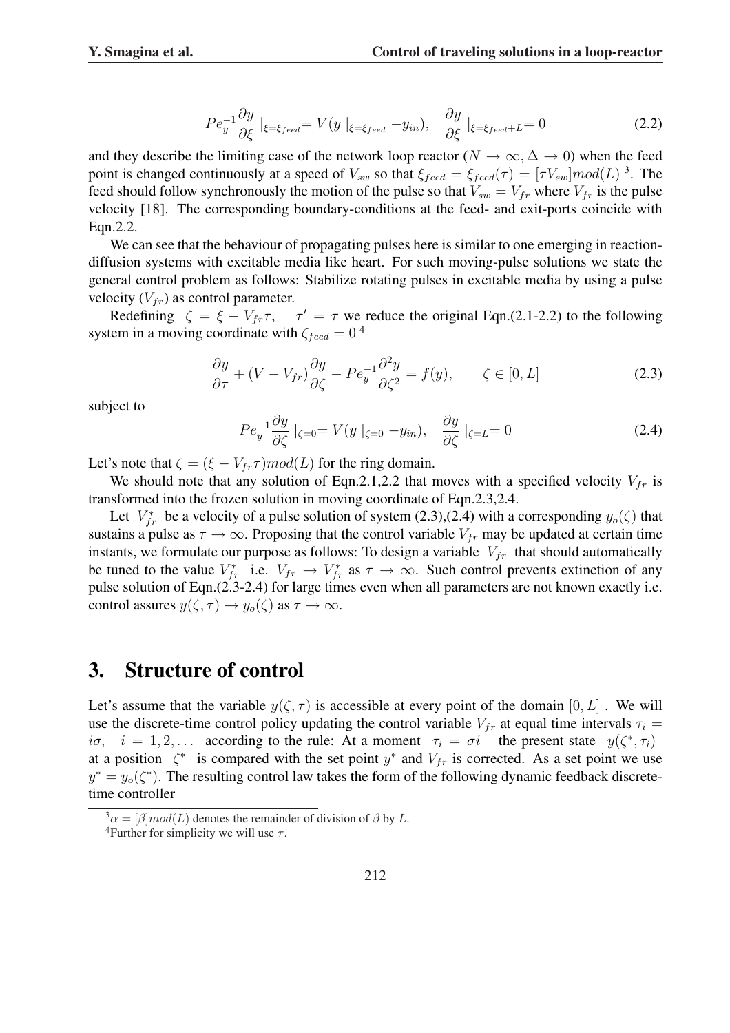$$Pe_y^{-1}\frac{\partial y}{\partial \xi}\mid_{\xi=\xi_{feed}}= V(y\mid_{\xi=\xi_{feed}} - y_{in}), \quad \frac{\partial y}{\partial \xi}\mid_{\xi=\xi_{feed}+L}= 0 \tag{2.2}$$

and they describe the limiting case of the network loop reactor ($N \to \infty, \Delta \to 0$) when the feed point is changed continuously at a speed of $V_{sw}$ so that $\xi_{feed} = \xi_{feed}(\tau) = [\tau V_{sw}]mod(L)$ [3]. The feed should follow synchronously the motion of the pulse so that $V_{sw} = V_{fr}$ where $V_{fr}$ is the pulse velocity [18]. The corresponding boundary-conditions at the feed- and exit-ports coincide with Eqn.2.2.

We can see that the behaviour of propagating pulses here is similar to one emerging in reaction-diffusion systems with excitable media like heart. For such moving-pulse solutions we state the general control problem as follows: Stabilize rotating pulses in excitable media by using a pulse velocity ($V_{fr}$) as control parameter.

Redefining $\zeta = \xi - V_{fr}\tau, \quad \tau' = \tau$ we reduce the original Eqn.(2.1-2.2) to the following system in a moving coordinate with $\zeta_{feed} = 0$ [4]

$$\frac{\partial y}{\partial \tau} + (V - V_{fr})\frac{\partial y}{\partial \zeta} - Pe_y^{-1}\frac{\partial^2 y}{\partial \zeta^2} = f(y), \qquad \zeta \in [0, L] \tag{2.3}$$

subject to

$$Pe_y^{-1}\frac{\partial y}{\partial \zeta}\mid_{\zeta=0}= V(y\mid_{\zeta=0} - y_{in}), \quad \frac{\partial y}{\partial \zeta}\mid_{\zeta=L}= 0 \tag{2.4}$$

Let's note that $\zeta = (\xi - V_{fr}\tau)mod(L)$ for the ring domain.

We should note that any solution of Eqn.2.1,2.2 that moves with a specified velocity $V_{fr}$ is transformed into the frozen solution in moving coordinate of Eqn.2.3,2.4.

Let $V_{fr}^*$ be a velocity of a pulse solution of system (2.3),(2.4) with a corresponding $y_o(\zeta)$ that sustains a pulse as $\tau \to \infty$. Proposing that the control variable $V_{fr}$ may be updated at certain time instants, we formulate our purpose as follows: To design a variable $V_{fr}$ that should automatically be tuned to the value $V_{fr}^*$ i.e. $V_{fr} \to V_{fr}^*$ as $\tau \to \infty$. Such control prevents extinction of any pulse solution of Eqn.(2.3-2.4) for large times even when all parameters are not known exactly i.e. control assures $y(\zeta, \tau) \to y_o(\zeta)$ as $\tau \to \infty$.

## 3. Structure of control

Let's assume that the variable $y(\zeta, \tau)$ is accessible at every point of the domain $[0, L]$ . We will use the discrete-time control policy updating the control variable $V_{fr}$ at equal time intervals $\tau_i = i\sigma, \quad i = 1, 2, \ldots$ according to the rule: At a moment $\tau_i = \sigma i$ the present state $y(\zeta^*, \tau_i)$ at a position $\zeta^*$ is compared with the set point $y^*$ and $V_{fr}$ is corrected. As a set point we use $y^* = y_o(\zeta^*)$. The resulting control law takes the form of the following dynamic feedback discrete-time controller

[3] $\alpha = [\beta]mod(L)$ denotes the remainder of division of $\beta$ by $L$.

[4] Further for simplicity we will use $\tau$.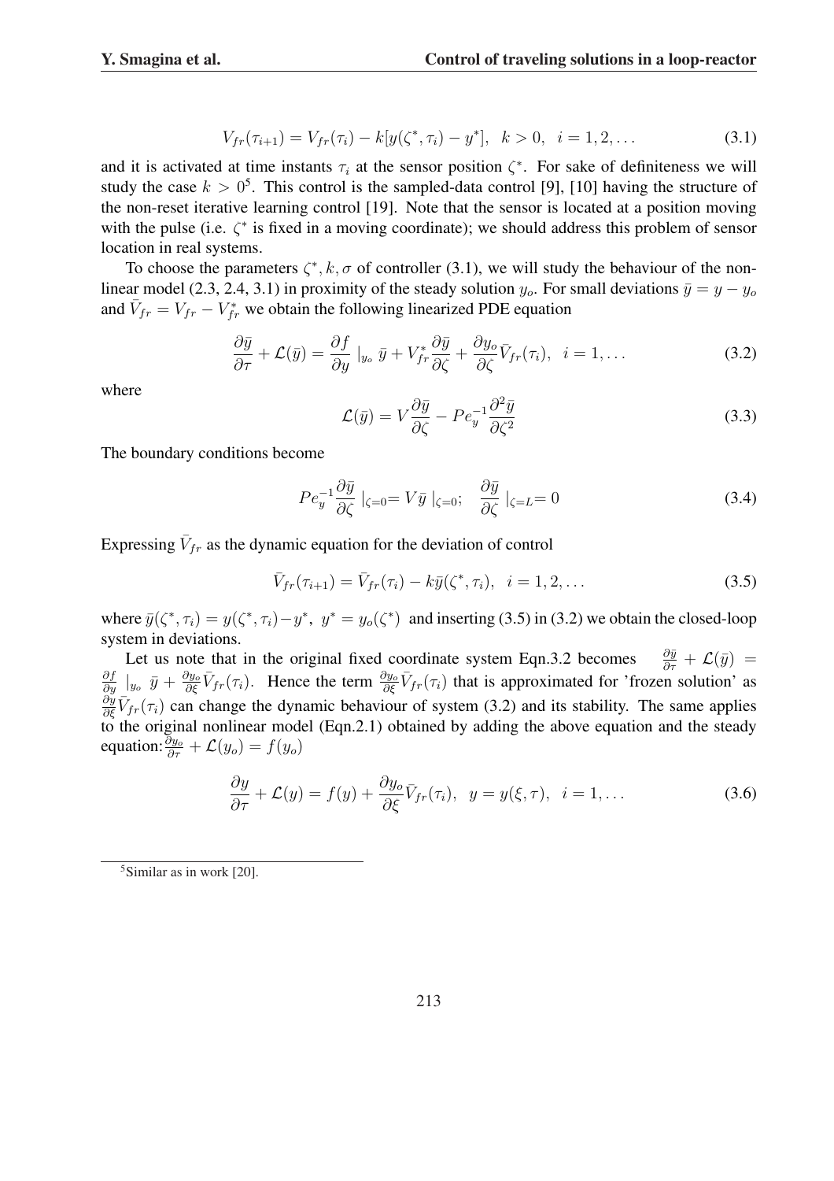$$V_{fr}(\tau_{i+1}) = V_{fr}(\tau_i) - k[y(\zeta^*, \tau_i) - y^*], \;\; k > 0, \;\; i = 1, 2, \ldots \tag{3.1}$$

and it is activated at time instants $\tau_i$ at the sensor position $\zeta^*$. For sake of definiteness we will study the case $k > 0$[5]. This control is the sampled-data control [9], [10] having the structure of the non-reset iterative learning control [19]. Note that the sensor is located at a position moving with the pulse (i.e. $\zeta^*$ is fixed in a moving coordinate); we should address this problem of sensor location in real systems.

To choose the parameters $\zeta^*, k, \sigma$ of controller (3.1), we will study the behaviour of the nonlinear model (2.3, 2.4, 3.1) in proximity of the steady solution $y_o$. For small deviations $\bar{y} = y - y_o$ and $\bar{V}_{fr} = V_{fr} - V_{fr}^*$ we obtain the following linearized PDE equation

$$\frac{\partial \bar{y}}{\partial \tau} + \mathcal{L}(\bar{y}) = \frac{\partial f}{\partial y} \mid_{y_o} \bar{y} + V_{fr}^* \frac{\partial \bar{y}}{\partial \zeta} + \frac{\partial y_o}{\partial \zeta} \bar{V}_{fr}(\tau_i), \;\; i = 1, \ldots \tag{3.2}$$

where

$$\mathcal{L}(\bar{y}) = V \frac{\partial \bar{y}}{\partial \zeta} - Pe_y^{-1} \frac{\partial^2 \bar{y}}{\partial \zeta^2} \tag{3.3}$$

The boundary conditions become

$$Pe_y^{-1} \frac{\partial \bar{y}}{\partial \zeta} \mid_{\zeta=0} = V \bar{y} \mid_{\zeta=0}; \quad \frac{\partial \bar{y}}{\partial \zeta} \mid_{\zeta=L} = 0 \tag{3.4}$$

Expressing $\bar{V}_{fr}$ as the dynamic equation for the deviation of control

$$\bar{V}_{fr}(\tau_{i+1}) = \bar{V}_{fr}(\tau_i) - k\bar{y}(\zeta^*, \tau_i), \;\; i = 1, 2, \ldots \tag{3.5}$$

where $\bar{y}(\zeta^*, \tau_i) = y(\zeta^*, \tau_i) - y^*$, $y^* = y_o(\zeta^*)$ and inserting (3.5) in (3.2) we obtain the closed-loop system in deviations.

Let us note that in the original fixed coordinate system Eqn.3.2 becomes $\frac{\partial \bar{y}}{\partial \tau} + \mathcal{L}(\bar{y}) = \frac{\partial f}{\partial y} \mid_{y_o} \bar{y} + \frac{\partial y_o}{\partial \xi} \bar{V}_{fr}(\tau_i)$. Hence the term $\frac{\partial y_o}{\partial \xi} \bar{V}_{fr}(\tau_i)$ that is approximated for 'frozen solution' as $\frac{\partial y}{\partial \xi} \bar{V}_{fr}(\tau_i)$ can change the dynamic behaviour of system (3.2) and its stability. The same applies to the original nonlinear model (Eqn.2.1) obtained by adding the above equation and the steady equation: $\frac{\partial y_o}{\partial \tau} + \mathcal{L}(y_o) = f(y_o)$

$$\frac{\partial y}{\partial \tau} + \mathcal{L}(y) = f(y) + \frac{\partial y_o}{\partial \xi} \bar{V}_{fr}(\tau_i), \;\; y = y(\xi, \tau), \;\; i = 1, \ldots \tag{3.6}$$

[5] Similar as in work [20].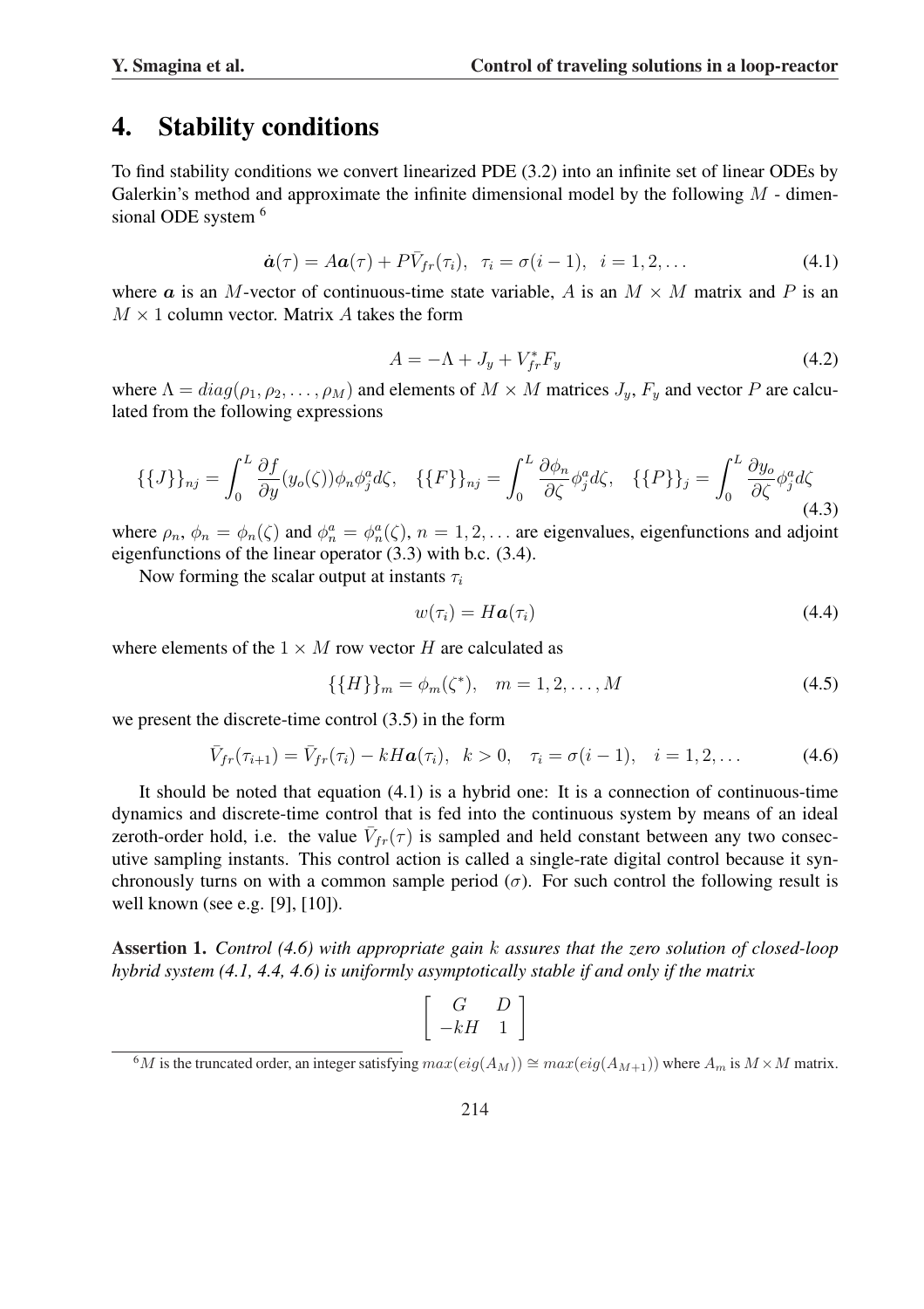## 4. Stability conditions

To find stability conditions we convert linearized PDE (3.2) into an infinite set of linear ODEs by Galerkin's method and approximate the infinite dimensional model by the following $M$ - dimensional ODE system [6]

$$\dot{\boldsymbol{a}}(\tau) = A\boldsymbol{a}(\tau) + P\bar{V}_{fr}(\tau_i), \quad \tau_i = \sigma(i-1), \quad i = 1, 2, \ldots \tag{4.1}$$

where $\boldsymbol{a}$ is an $M$-vector of continuous-time state variable, $A$ is an $M \times M$ matrix and $P$ is an $M \times 1$ column vector. Matrix $A$ takes the form

$$A = -\Lambda + J_y + V_{fr}^* F_y \tag{4.2}$$

where $\Lambda = diag(\rho_1, \rho_2, \ldots, \rho_M)$ and elements of $M \times M$ matrices $J_y$, $F_y$ and vector $P$ are calculated from the following expressions

$$\{\{J\}\}_{nj} = \int_0^L \frac{\partial f}{\partial y}(y_o(\zeta))\phi_n \phi_j^a d\zeta, \quad \{\{F\}\}_{nj} = \int_0^L \frac{\partial \phi_n}{\partial \zeta}\phi_j^a d\zeta, \quad \{\{P\}\}_j = \int_0^L \frac{\partial y_o}{\partial \zeta}\phi_j^a d\zeta \tag{4.3}$$

where $\rho_n$, $\phi_n = \phi_n(\zeta)$ and $\phi_n^a = \phi_n^a(\zeta)$, $n = 1, 2, \ldots$ are eigenvalues, eigenfunctions and adjoint eigenfunctions of the linear operator (3.3) with b.c. (3.4).

Now forming the scalar output at instants $\tau_i$

$$w(\tau_i) = H\boldsymbol{a}(\tau_i) \tag{4.4}$$

where elements of the $1 \times M$ row vector $H$ are calculated as

$$\{\{H\}\}_m = \phi_m(\zeta^*), \quad m = 1, 2, \ldots, M \tag{4.5}$$

we present the discrete-time control (3.5) in the form

$$\bar{V}_{fr}(\tau_{i+1}) = \bar{V}_{fr}(\tau_i) - kH\boldsymbol{a}(\tau_i), \ \ k > 0, \quad \tau_i = \sigma(i-1), \quad i = 1, 2, \ldots \tag{4.6}$$

It should be noted that equation (4.1) is a hybrid one: It is a connection of continuous-time dynamics and discrete-time control that is fed into the continuous system by means of an ideal zeroth-order hold, i.e. the value $\bar{V}_{fr}(\tau)$ is sampled and held constant between any two consecutive sampling instants. This control action is called a single-rate digital control because it synchronously turns on with a common sample period ($\sigma$). For such control the following result is well known (see e.g. [9], [10]).

**Assertion 1.** *Control (4.6) with appropriate gain $k$ assures that the zero solution of closed-loop hybrid system (4.1, 4.4, 4.6) is uniformly asymptotically stable if and only if the matrix*

$$\begin{bmatrix} G & D \\ -kH & 1 \end{bmatrix}$$

[6] $M$ is the truncated order, an integer satisfying $max(eig(A_M)) \cong max(eig(A_{M+1}))$ where $A_m$ is $M \times M$ matrix.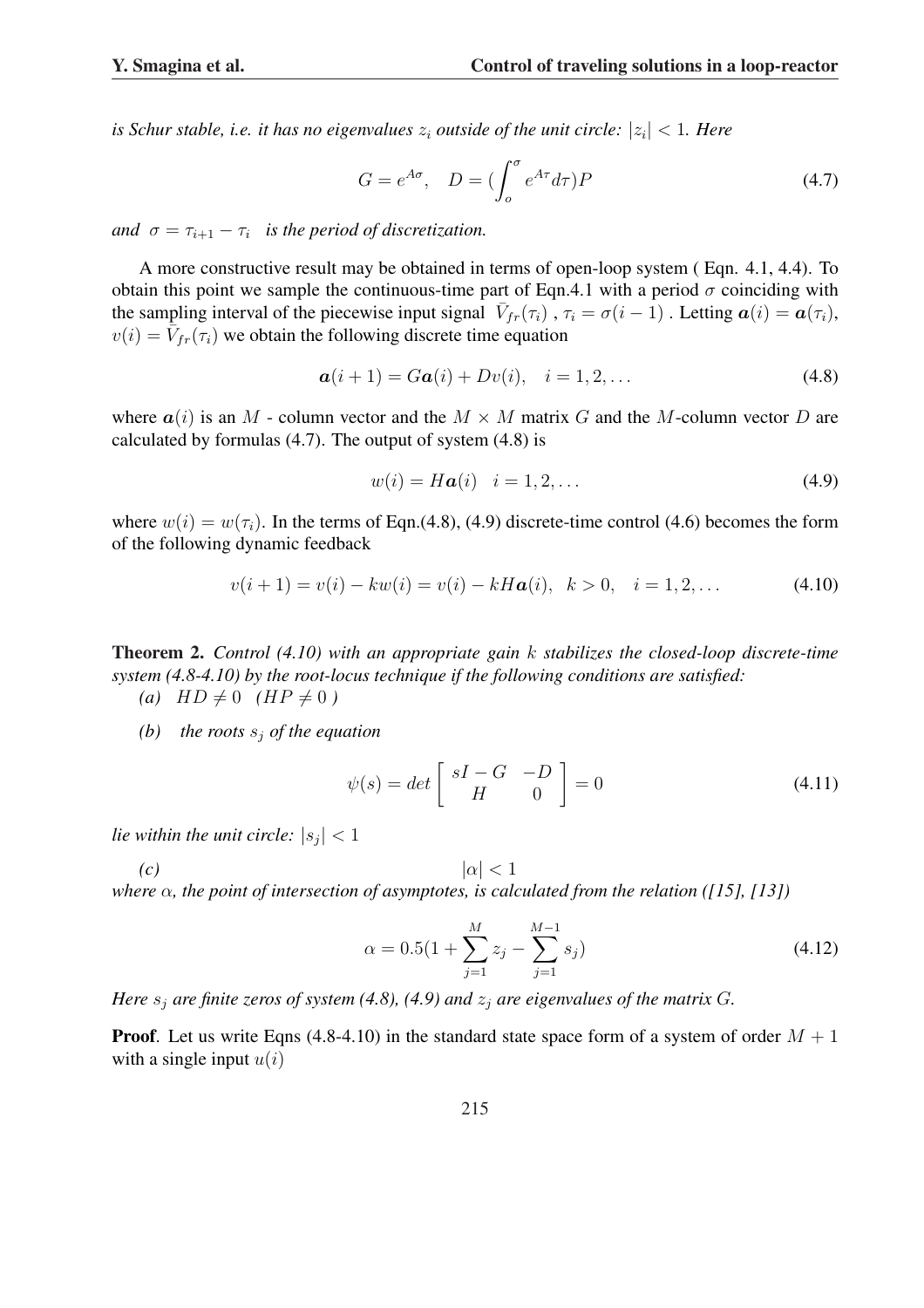*is Schur stable, i.e. it has no eigenvalues $z_i$ outside of the unit circle: $|z_i| < 1$. Here*

$$G = e^{A\sigma}, \quad D = (\int_o^{\sigma} e^{A\tau} d\tau)P \tag{4.7}$$

*and* $\sigma = \tau_{i+1} - \tau_i$ *is the period of discretization.*

A more constructive result may be obtained in terms of open-loop system ( Eqn. 4.1, 4.4). To obtain this point we sample the continuous-time part of Eqn.4.1 with a period $\sigma$ coinciding with the sampling interval of the piecewise input signal $\bar{V}_{fr}(\tau_i)$ , $\tau_i = \sigma(i-1)$ . Letting $\boldsymbol{a}(i) = \boldsymbol{a}(\tau_i)$, $v(i) = \bar{V}_{fr}(\tau_i)$ we obtain the following discrete time equation

$$\boldsymbol{a}(i+1) = G\boldsymbol{a}(i) + Dv(i), \quad i = 1, 2, \ldots \tag{4.8}$$

where $\boldsymbol{a}(i)$ is an $M$ - column vector and the $M \times M$ matrix $G$ and the $M$-column vector $D$ are calculated by formulas (4.7). The output of system (4.8) is

$$w(i) = H\boldsymbol{a}(i) \quad i = 1, 2, \ldots \tag{4.9}$$

where $w(i) = w(\tau_i)$. In the terms of Eqn.(4.8), (4.9) discrete-time control (4.6) becomes the form of the following dynamic feedback

$$v(i+1) = v(i) - kw(i) = v(i) - kH\boldsymbol{a}(i), \quad k > 0, \quad i = 1, 2, \ldots \tag{4.10}$$

**Theorem 2.** *Control (4.10) with an appropriate gain $k$ stabilizes the closed-loop discrete-time system (4.8-4.10) by the root-locus technique if the following conditions are satisfied:*

*(a)* $HD \neq 0 \quad (HP \neq 0\ )$

*(b) the roots $s_j$ of the equation*

$$\psi(s) = det \begin{bmatrix} sI - G & -D \\ H & 0 \end{bmatrix} = 0 \tag{4.11}$$

*lie within the unit circle: $|s_j| < 1$*

*(c)* $|\alpha| < 1$

*where $\alpha$, the point of intersection of asymptotes, is calculated from the relation ([15], [13])*

$$\alpha = 0.5(1 + \sum_{j=1}^{M} z_j - \sum_{j=1}^{M-1} s_j) \tag{4.12}$$

*Here $s_j$ are finite zeros of system (4.8), (4.9) and $z_j$ are eigenvalues of the matrix $G$.*

**Proof**. Let us write Eqns (4.8-4.10) in the standard state space form of a system of order $M+1$ with a single input $u(i)$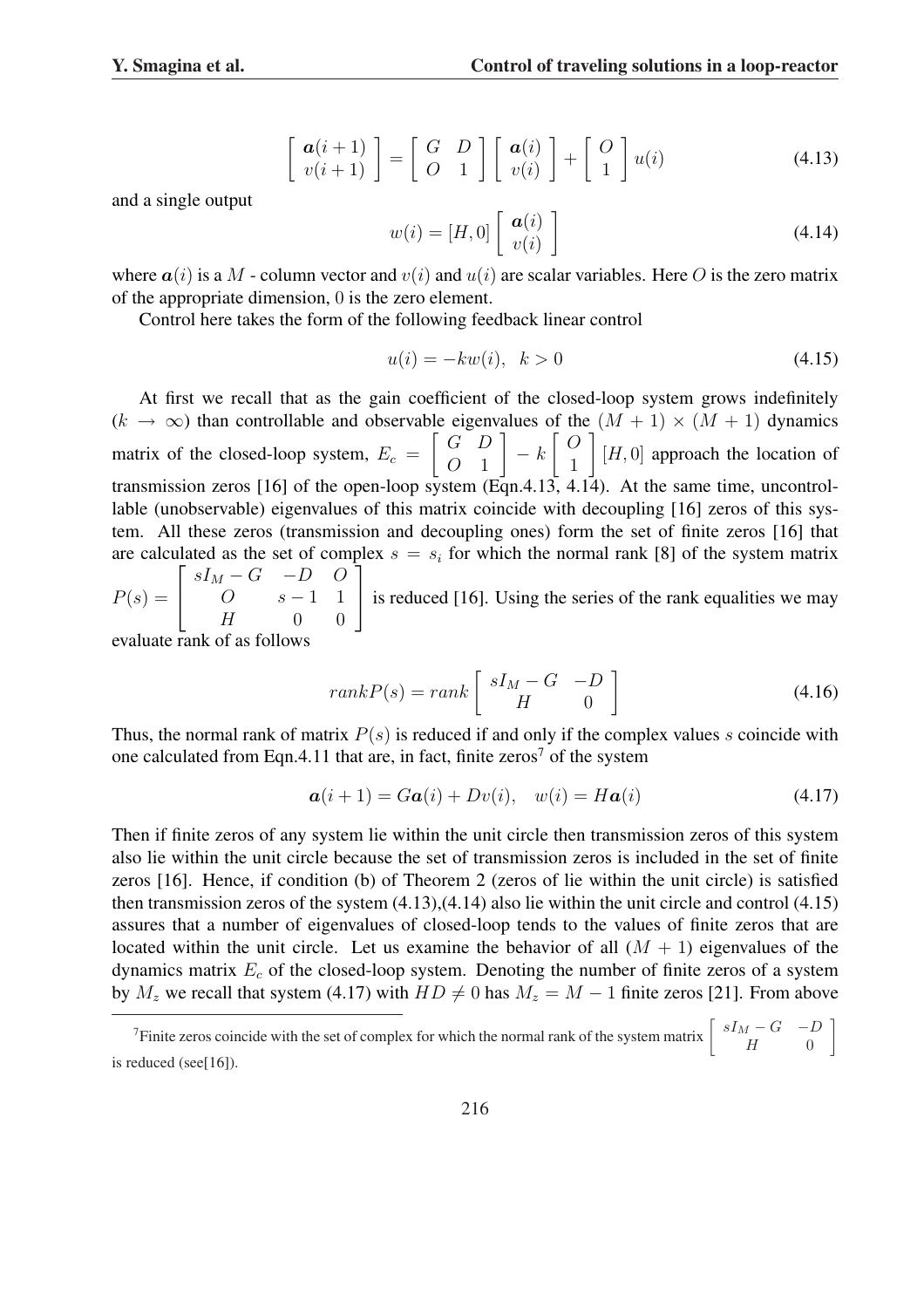$$\begin{bmatrix} \boldsymbol{a}(i+1) \\ v(i+1) \end{bmatrix} = \begin{bmatrix} G & D \\ O & 1 \end{bmatrix} \begin{bmatrix} \boldsymbol{a}(i) \\ v(i) \end{bmatrix} + \begin{bmatrix} O \\ 1 \end{bmatrix} u(i) \tag{4.13}$$

and a single output

$$w(i) = [H, 0] \begin{bmatrix} \boldsymbol{a}(i) \\ v(i) \end{bmatrix} \tag{4.14}$$

where $\boldsymbol{a}(i)$ is a $M$ - column vector and $v(i)$ and $u(i)$ are scalar variables. Here $O$ is the zero matrix of the appropriate dimension, 0 is the zero element.

Control here takes the form of the following feedback linear control

$$u(i) = -kw(i), \quad k > 0 \tag{4.15}$$

At first we recall that as the gain coefficient of the closed-loop system grows indefinitely ($k \to \infty$) than controllable and observable eigenvalues of the $(M+1) \times (M+1)$ dynamics matrix of the closed-loop system, $E_c = \begin{bmatrix} G & D \\ O & 1 \end{bmatrix} - k \begin{bmatrix} O \\ 1 \end{bmatrix} [H, 0]$ approach the location of transmission zeros [16] of the open-loop system (Eqn.4.13, 4.14). At the same time, uncontrollable (unobservable) eigenvalues of this matrix coincide with decoupling [16] zeros of this system. All these zeros (transmission and decoupling ones) form the set of finite zeros [16] that are calculated as the set of complex $s = s_i$ for which the normal rank [8] of the system matrix $P(s) = \begin{bmatrix} sI_M - G & -D & O \\ O & s-1 & 1 \\ H & 0 & 0 \end{bmatrix}$ is reduced [16]. Using the series of the rank equalities we may evaluate rank of as follows

$$rank P(s) = rank \begin{bmatrix} sI_M - G & -D \\ H & 0 \end{bmatrix} \tag{4.16}$$

Thus, the normal rank of matrix $P(s)$ is reduced if and only if the complex values $s$ coincide with one calculated from Eqn.4.11 that are, in fact, finite zeros[7] of the system

$$\boldsymbol{a}(i+1) = G\boldsymbol{a}(i) + Dv(i), \quad w(i) = H\boldsymbol{a}(i) \tag{4.17}$$

Then if finite zeros of any system lie within the unit circle then transmission zeros of this system also lie within the unit circle because the set of transmission zeros is included in the set of finite zeros [16]. Hence, if condition (b) of Theorem 2 (zeros of lie within the unit circle) is satisfied then transmission zeros of the system (4.13),(4.14) also lie within the unit circle and control (4.15) assures that a number of eigenvalues of closed-loop tends to the values of finite zeros that are located within the unit circle. Let us examine the behavior of all $(M+1)$ eigenvalues of the dynamics matrix $E_c$ of the closed-loop system. Denoting the number of finite zeros of a system by $M_z$ we recall that system (4.17) with $HD \neq 0$ has $M_z = M - 1$ finite zeros [21]. From above

[7] Finite zeros coincide with the set of complex for which the normal rank of the system matrix $\begin{bmatrix} sI_M - G & -D \\ H & 0 \end{bmatrix}$ is reduced (see[16]).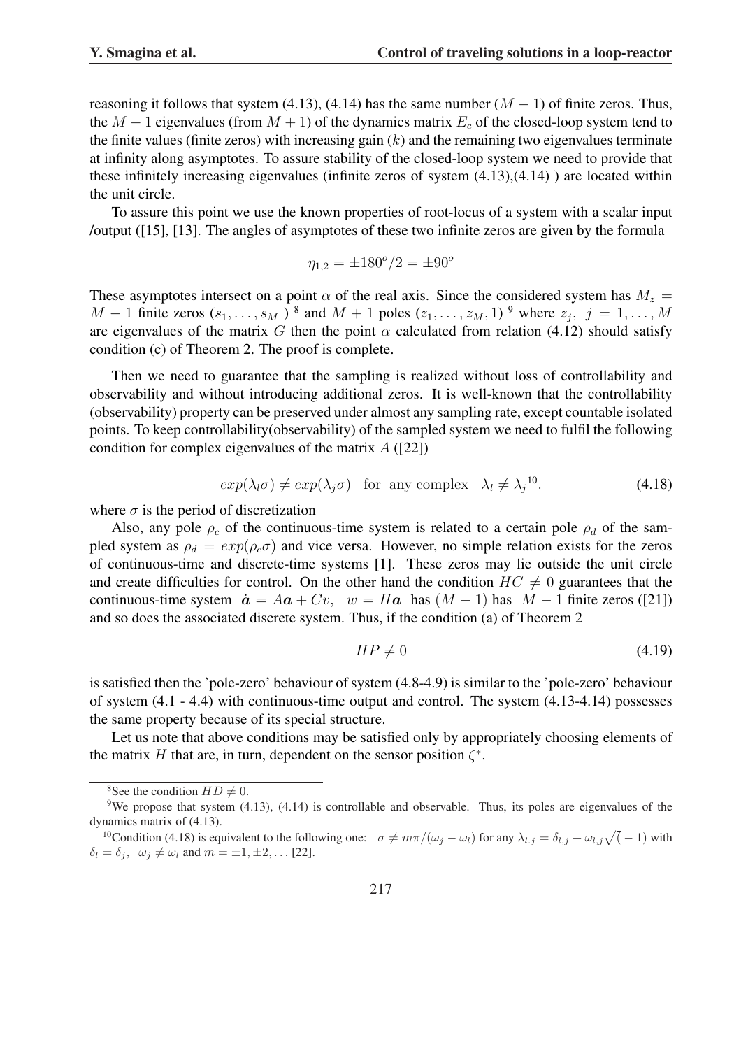reasoning it follows that system (4.13), (4.14) has the same number ($M-1$) of finite zeros. Thus, the $M-1$ eigenvalues (from $M+1$) of the dynamics matrix $E_c$ of the closed-loop system tend to the finite values (finite zeros) with increasing gain ($k$) and the remaining two eigenvalues terminate at infinity along asymptotes. To assure stability of the closed-loop system we need to provide that these infinitely increasing eigenvalues (infinite zeros of system (4.13),(4.14) ) are located within the unit circle.

To assure this point we use the known properties of root-locus of a system with a scalar input /output ([15], [13]. The angles of asymptotes of these two infinite zeros are given by the formula

$$\eta_{1,2} = \pm 180^o/2 = \pm 90^o$$

These asymptotes intersect on a point $\alpha$ of the real axis. Since the considered system has $M_z = M-1$ finite zeros ($s_1, \ldots, s_M$ ) [8] and $M+1$ poles ($z_1, \ldots, z_M, 1$) [9] where $z_j,\ j = 1, \ldots, M$ are eigenvalues of the matrix $G$ then the point $\alpha$ calculated from relation (4.12) should satisfy condition (c) of Theorem 2. The proof is complete.

Then we need to guarantee that the sampling is realized without loss of controllability and observability and without introducing additional zeros. It is well-known that the controllability (observability) property can be preserved under almost any sampling rate, except countable isolated points. To keep controllability(observability) of the sampled system we need to fulfil the following condition for complex eigenvalues of the matrix $A$ ([22])

$$exp(\lambda_l \sigma) \neq exp(\lambda_j \sigma) \quad \text{for any complex} \quad \lambda_l \neq \lambda_j{}^{10}. \tag{4.18}$$

where $\sigma$ is the period of discretization

Also, any pole $\rho_c$ of the continuous-time system is related to a certain pole $\rho_d$ of the sampled system as $\rho_d = exp(\rho_c \sigma)$ and vice versa. However, no simple relation exists for the zeros of continuous-time and discrete-time systems [1]. These zeros may lie outside the unit circle and create difficulties for control. On the other hand the condition $HC \neq 0$ guarantees that the continuous-time system $\dot{\boldsymbol{a}} = A\boldsymbol{a} + Cv, \quad w = H\boldsymbol{a}$ has ($M-1$) has $M-1$ finite zeros ([21]) and so does the associated discrete system. Thus, if the condition (a) of Theorem 2

$$HP \neq 0 \tag{4.19}$$

is satisfied then the 'pole-zero' behaviour of system (4.8-4.9) is similar to the 'pole-zero' behaviour of system (4.1 - 4.4) with continuous-time output and control. The system (4.13-4.14) possesses the same property because of its special structure.

Let us note that above conditions may be satisfied only by appropriately choosing elements of the matrix $H$ that are, in turn, dependent on the sensor position $\zeta^*$.

---

[8] See the condition $HD \neq 0$.

[9] We propose that system (4.13), (4.14) is controllable and observable. Thus, its poles are eigenvalues of the dynamics matrix of (4.13).

[10] Condition (4.18) is equivalent to the following one: $\sigma \neq m\pi/(\omega_j - \omega_l)$ for any $\lambda_{l.j} = \delta_{l,j} + \omega_{l,j}\sqrt{(}-1)$ with $\delta_l = \delta_j,\ \omega_j \neq \omega_l$ and $m = \pm 1, \pm 2, \ldots$ [22].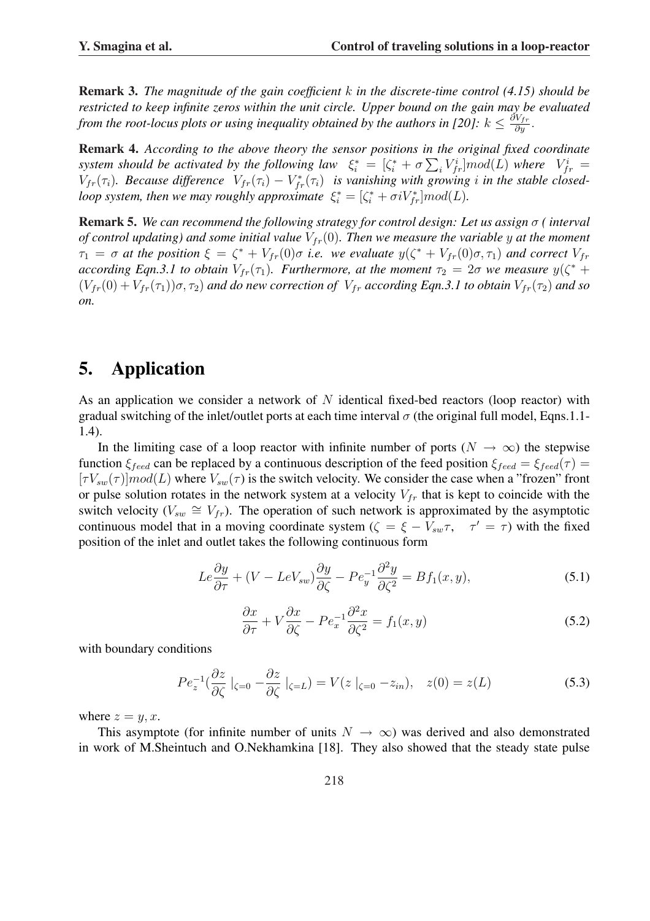**Remark 3.** *The magnitude of the gain coefficient $k$ in the discrete-time control (4.15) should be restricted to keep infinite zeros within the unit circle. Upper bound on the gain may be evaluated from the root-locus plots or using inequality obtained by the authors in [20]: $k \leq \frac{\partial V_{fr}}{\partial y}$.*

**Remark 4.** *According to the above theory the sensor positions in the original fixed coordinate system should be activated by the following law $\xi_i^* = [\zeta_i^* + \sigma \sum_i V_{fr}^i] mod(L)$ where $V_{fr}^i = V_{fr}(\tau_i)$. Because difference $V_{fr}(\tau_i) - V_{fr}^*(\tau_i)$ is vanishing with growing $i$ in the stable closed-loop system, then we may roughly approximate $\xi_i^* = [\zeta_i^* + \sigma i V_{fr}^*] mod(L)$.*

**Remark 5.** *We can recommend the following strategy for control design: Let us assign $\sigma$ ( interval of control updating) and some initial value $V_{fr}(0)$. Then we measure the variable $y$ at the moment $\tau_1 = \sigma$ at the position $\xi = \zeta^* + V_{fr}(0)\sigma$ i.e. we evaluate $y(\zeta^* + V_{fr}(0)\sigma, \tau_1)$ and correct $V_{fr}$ according Eqn.3.1 to obtain $V_{fr}(\tau_1)$. Furthermore, at the moment $\tau_2 = 2\sigma$ we measure $y(\zeta^* + (V_{fr}(0) + V_{fr}(\tau_1))\sigma, \tau_2)$ and do new correction of $V_{fr}$ according Eqn.3.1 to obtain $V_{fr}(\tau_2)$ and so on.*

## 5. Application

As an application we consider a network of $N$ identical fixed-bed reactors (loop reactor) with gradual switching of the inlet/outlet ports at each time interval $\sigma$ (the original full model, Eqns.1.1-1.4).

In the limiting case of a loop reactor with infinite number of ports ($N \rightarrow \infty$) the stepwise function $\xi_{feed}$ can be replaced by a continuous description of the feed position $\xi_{feed} = \xi_{feed}(\tau) = [\tau V_{sw}(\tau)] mod(L)$ where $V_{sw}(\tau)$ is the switch velocity. We consider the case when a "frozen" front or pulse solution rotates in the network system at a velocity $V_{fr}$ that is kept to coincide with the switch velocity ($V_{sw} \cong V_{fr}$). The operation of such network is approximated by the asymptotic continuous model that in a moving coordinate system ($\zeta = \xi - V_{sw}\tau, \quad \tau' = \tau$) with the fixed position of the inlet and outlet takes the following continuous form

$$Le\frac{\partial y}{\partial \tau} + (V - LeV_{sw})\frac{\partial y}{\partial \zeta} - Pe_y^{-1}\frac{\partial^2 y}{\partial \zeta^2} = Bf_1(x, y), \tag{5.1}$$

$$\frac{\partial x}{\partial \tau} + V\frac{\partial x}{\partial \zeta} - Pe_x^{-1}\frac{\partial^2 x}{\partial \zeta^2} = f_1(x, y) \tag{5.2}$$

with boundary conditions

$$Pe_z^{-1}(\frac{\partial z}{\partial \zeta}\mid_{\zeta=0} - \frac{\partial z}{\partial \zeta}\mid_{\zeta=L}) = V(z\mid_{\zeta=0} - z_{in}), \quad z(0) = z(L) \tag{5.3}$$

where $z = y, x$.

This asymptote (for infinite number of units $N \rightarrow \infty$) was derived and also demonstrated in work of M.Sheintuch and O.Nekhamkina [18]. They also showed that the steady state pulse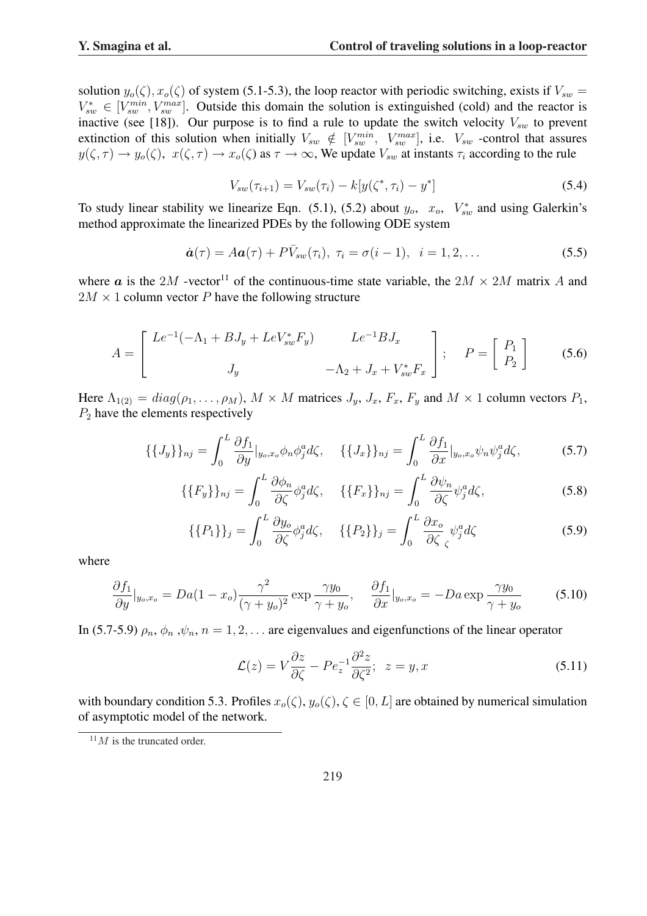solution $y_o(\zeta), x_o(\zeta)$ of system (5.1-5.3), the loop reactor with periodic switching, exists if $V_{sw} = V^*_{sw} \in [V^{min}_{sw}, V^{max}_{sw}]$. Outside this domain the solution is extinguished (cold) and the reactor is inactive (see [18]). Our purpose is to find a rule to update the switch velocity $V_{sw}$ to prevent extinction of this solution when initially $V_{sw} \notin [V^{min}_{sw},\ V^{max}_{sw}]$, i.e. $V_{sw}$ -control that assures $y(\zeta,\tau) \to y_o(\zeta),\ x(\zeta,\tau) \to x_o(\zeta)$ as $\tau \to \infty$, We update $V_{sw}$ at instants $\tau_i$ according to the rule

$$V_{sw}(\tau_{i+1}) = V_{sw}(\tau_i) - k[y(\zeta^*, \tau_i) - y^*] \tag{5.4}$$

To study linear stability we linearize Eqn. (5.1), (5.2) about $y_o,\ \ x_o,\ \ V^*_{sw}$ and using Galerkin's method approximate the linearized PDEs by the following ODE system

$$\dot{\boldsymbol{a}}(\tau) = A\boldsymbol{a}(\tau) + P\bar{V}_{sw}(\tau_i),\ \tau_i = \sigma(i-1),\ \ i = 1, 2, \ldots \tag{5.5}$$

where $\boldsymbol{a}$ is the $2M$ -vector[11] of the continuous-time state variable, the $2M \times 2M$ matrix $A$ and $2M \times 1$ column vector $P$ have the following structure

$$A = \begin{bmatrix} Le^{-1}(-\Lambda_1 + BJ_y + LeV^*_{sw}F_y) & Le^{-1}BJ_x \\ J_y & -\Lambda_2 + J_x + V^*_{sw}F_x \end{bmatrix}; \quad P = \begin{bmatrix} P_1 \\ P_2 \end{bmatrix} \tag{5.6}$$

Here $\Lambda_{1(2)} = diag(\rho_1, \ldots, \rho_M)$, $M \times M$ matrices $J_y$, $J_x$, $F_x$, $F_y$ and $M \times 1$ column vectors $P_1$, $P_2$ have the elements respectively

$$\{\{J_y\}\}_{nj} = \int_0^L \frac{\partial f_1}{\partial y}|_{y_o,x_o}\phi_n\phi^a_j d\zeta, \quad \{\{J_x\}\}_{nj} = \int_0^L \frac{\partial f_1}{\partial x}|_{y_o,x_o}\psi_n\psi^a_j d\zeta, \tag{5.7}$$

$$\{\{F_y\}\}_{nj} = \int_0^L \frac{\partial \phi_n}{\partial \zeta}\phi^a_j d\zeta, \quad \{\{F_x\}\}_{nj} = \int_0^L \frac{\partial \psi_n}{\partial \zeta}\psi^a_j d\zeta, \tag{5.8}$$

$$\{\{P_1\}\}_j = \int_0^L \frac{\partial y_o}{\partial \zeta}\phi^a_j d\zeta, \quad \{\{P_2\}\}_j = \int_0^L \frac{\partial x_o}{\partial \zeta}_{\zeta}\psi^a_j d\zeta \tag{5.9}$$

where

$$\frac{\partial f_1}{\partial y}|_{y_o,x_o} = Da(1-x_o)\frac{\gamma^2}{(\gamma+y_o)^2}\exp\frac{\gamma y_0}{\gamma+y_o}, \quad \frac{\partial f_1}{\partial x}|_{y_o,x_o} = -Da\exp\frac{\gamma y_0}{\gamma+y_o} \tag{5.10}$$

In (5.7-5.9) $\rho_n$, $\phi_n$ ,$\psi_n$, $n = 1, 2, \ldots$ are eigenvalues and eigenfunctions of the linear operator

$$\mathcal{L}(z) = V\frac{\partial z}{\partial \zeta} - Pe_z^{-1}\frac{\partial^2 z}{\partial \zeta^2};\ \ z = y, x \tag{5.11}$$

with boundary condition 5.3. Profiles $x_o(\zeta), y_o(\zeta), \zeta \in [0, L]$ are obtained by numerical simulation of asymptotic model of the network.

[11] $M$ is the truncated order.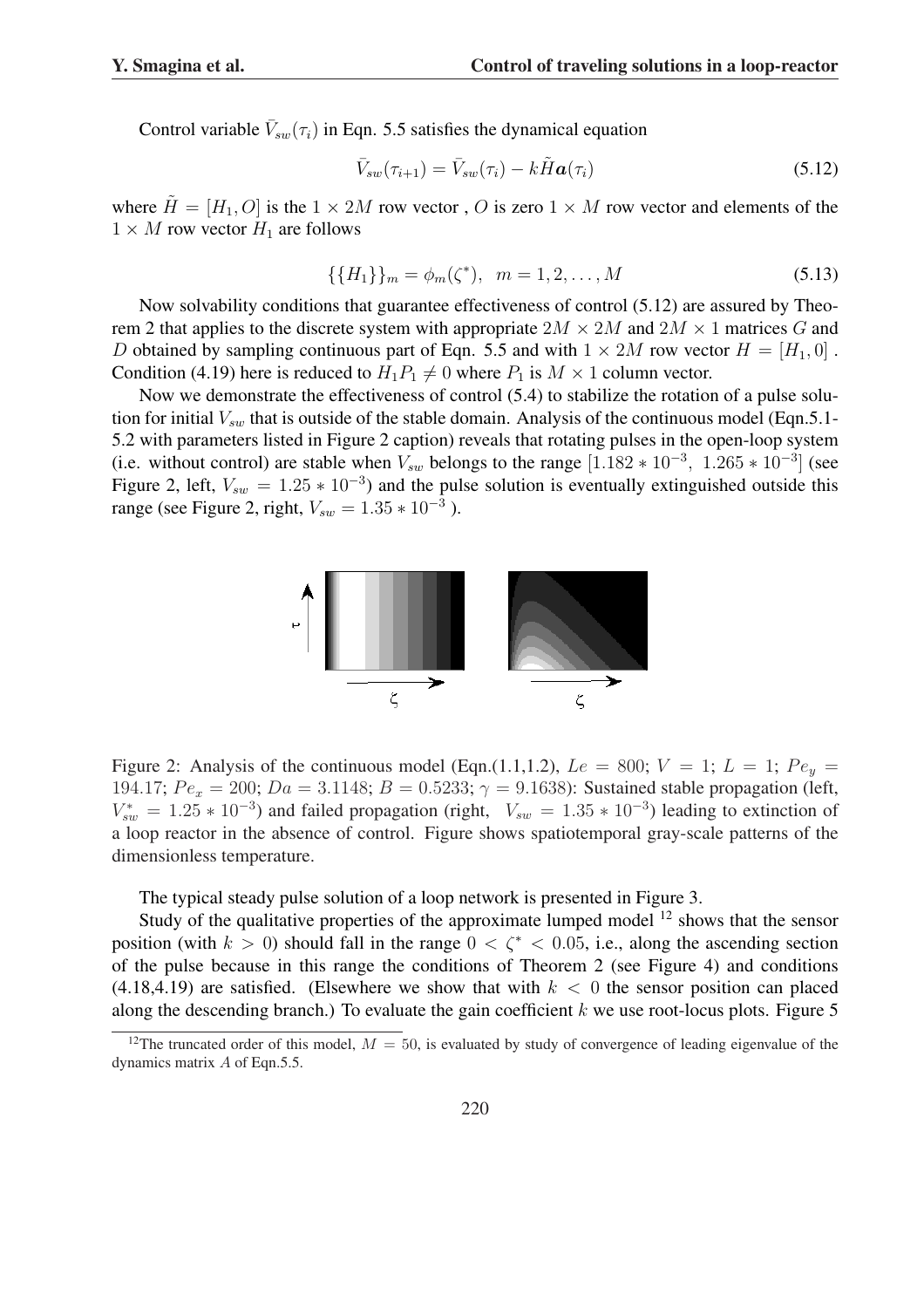Control variable $\bar{V}_{sw}(\tau_i)$ in Eqn. 5.5 satisfies the dynamical equation

$$\bar{V}_{sw}(\tau_{i+1}) = \bar{V}_{sw}(\tau_i) - k\tilde{H}\boldsymbol{a}(\tau_i) \tag{5.12}$$

where $\tilde{H} = [H_1, O]$ is the $1 \times 2M$ row vector , $O$ is zero $1 \times M$ row vector and elements of the $1 \times M$ row vector $H_1$ are follows

$$\{\{H_1\}\}_m = \phi_m(\zeta^*), \quad m = 1, 2, \ldots, M \tag{5.13}$$

Now solvability conditions that guarantee effectiveness of control (5.12) are assured by Theorem 2 that applies to the discrete system with appropriate $2M \times 2M$ and $2M \times 1$ matrices $G$ and $D$ obtained by sampling continuous part of Eqn. 5.5 and with $1 \times 2M$ row vector $H = [H_1, 0]$ . Condition (4.19) here is reduced to $H_1 P_1 \neq 0$ where $P_1$ is $M \times 1$ column vector.

Now we demonstrate the effectiveness of control (5.4) to stabilize the rotation of a pulse solution for initial $V_{sw}$ that is outside of the stable domain. Analysis of the continuous model (Eqn.5.1-5.2 with parameters listed in Figure 2 caption) reveals that rotating pulses in the open-loop system (i.e. without control) are stable when $V_{sw}$ belongs to the range $[1.182 * 10^{-3},\ 1.265 * 10^{-3}]$ (see Figure 2, left, $V_{sw} = 1.25 * 10^{-3}$) and the pulse solution is eventually extinguished outside this range (see Figure 2, right, $V_{sw} = 1.35 * 10^{-3}$ ).

Figure 2: Analysis of the continuous model (Eqn.(1.1,1.2), $Le = 800$; $V = 1$; $L = 1$; $Pe_y = 194.17$; $Pe_x = 200$; $Da = 3.1148$; $B = 0.5233$; $\gamma = 9.1638$): Sustained stable propagation (left, $V^*_{sw} = 1.25 * 10^{-3}$) and failed propagation (right, $V_{sw} = 1.35 * 10^{-3}$) leading to extinction of a loop reactor in the absence of control. Figure shows spatiotemporal gray-scale patterns of the dimensionless temperature.

The typical steady pulse solution of a loop network is presented in Figure 3.

Study of the qualitative properties of the approximate lumped model [12] shows that the sensor position (with $k > 0$) should fall in the range $0 < \zeta^* < 0.05$, i.e., along the ascending section of the pulse because in this range the conditions of Theorem 2 (see Figure 4) and conditions (4.18,4.19) are satisfied. (Elsewhere we show that with $k < 0$ the sensor position can placed along the descending branch.) To evaluate the gain coefficient $k$ we use root-locus plots. Figure 5

[12] The truncated order of this model, $M = 50$, is evaluated by study of convergence of leading eigenvalue of the dynamics matrix $A$ of Eqn.5.5.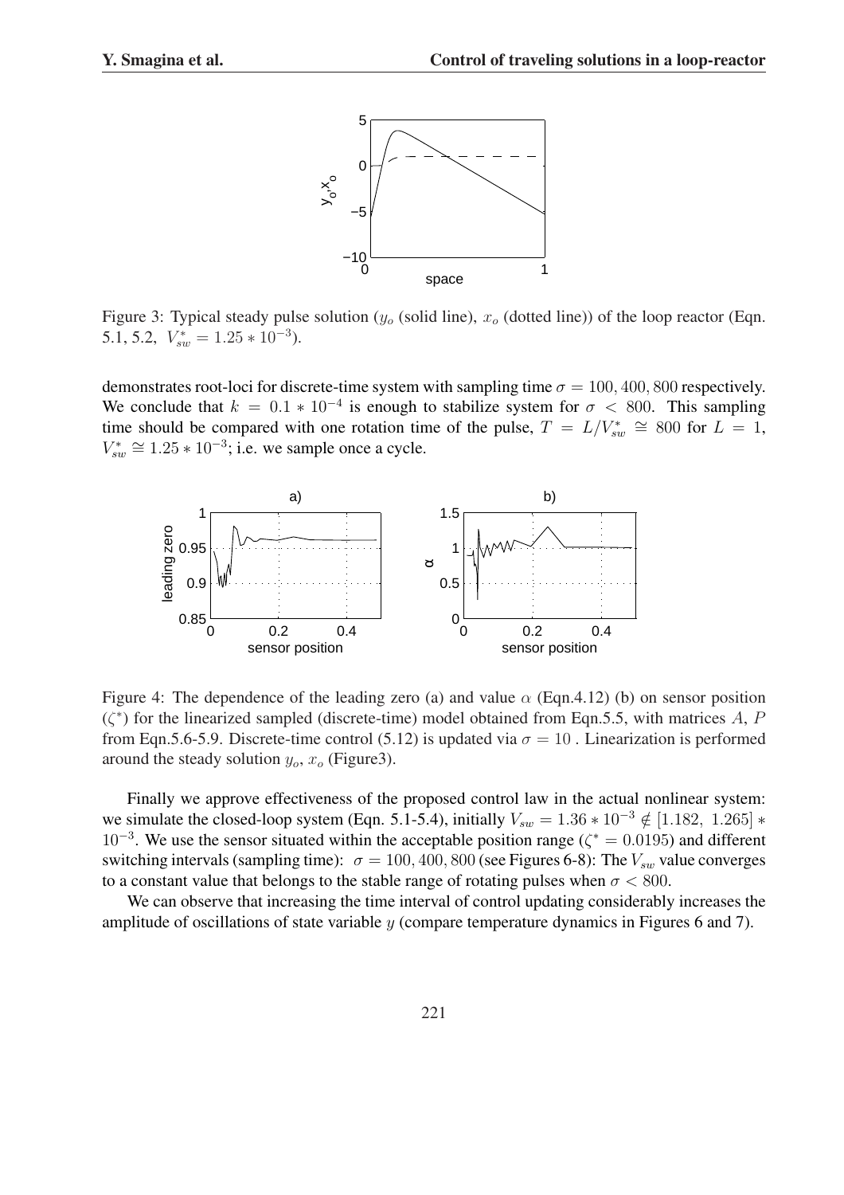Figure 3: Typical steady pulse solution ($y_o$ (solid line), $x_o$ (dotted line)) of the loop reactor (Eqn. 5.1, 5.2, $V^*_{sw} = 1.25 * 10^{-3}$).

demonstrates root-loci for discrete-time system with sampling time $\sigma = 100, 400, 800$ respectively. We conclude that $k = 0.1 * 10^{-4}$ is enough to stabilize system for $\sigma < 800$. This sampling time should be compared with one rotation time of the pulse, $T = L/V^*_{sw} \cong 800$ for $L = 1$, $V^*_{sw} \cong 1.25 * 10^{-3}$; i.e. we sample once a cycle.

Figure 4: The dependence of the leading zero (a) and value $\alpha$ (Eqn.4.12) (b) on sensor position ($\zeta^*$) for the linearized sampled (discrete-time) model obtained from Eqn.5.5, with matrices $A$, $P$ from Eqn.5.6-5.9. Discrete-time control (5.12) is updated via $\sigma = 10$ . Linearization is performed around the steady solution $y_o$, $x_o$ (Figure3).

Finally we approve effectiveness of the proposed control law in the actual nonlinear system: we simulate the closed-loop system (Eqn. 5.1-5.4), initially $V_{sw} = 1.36 * 10^{-3} \notin [1.182,\ 1.265] * 10^{-3}$. We use the sensor situated within the acceptable position range ($\zeta^* = 0.0195$) and different switching intervals (sampling time): $\sigma = 100, 400, 800$ (see Figures 6-8): The $V_{sw}$ value converges to a constant value that belongs to the stable range of rotating pulses when $\sigma < 800$.

We can observe that increasing the time interval of control updating considerably increases the amplitude of oscillations of state variable $y$ (compare temperature dynamics in Figures 6 and 7).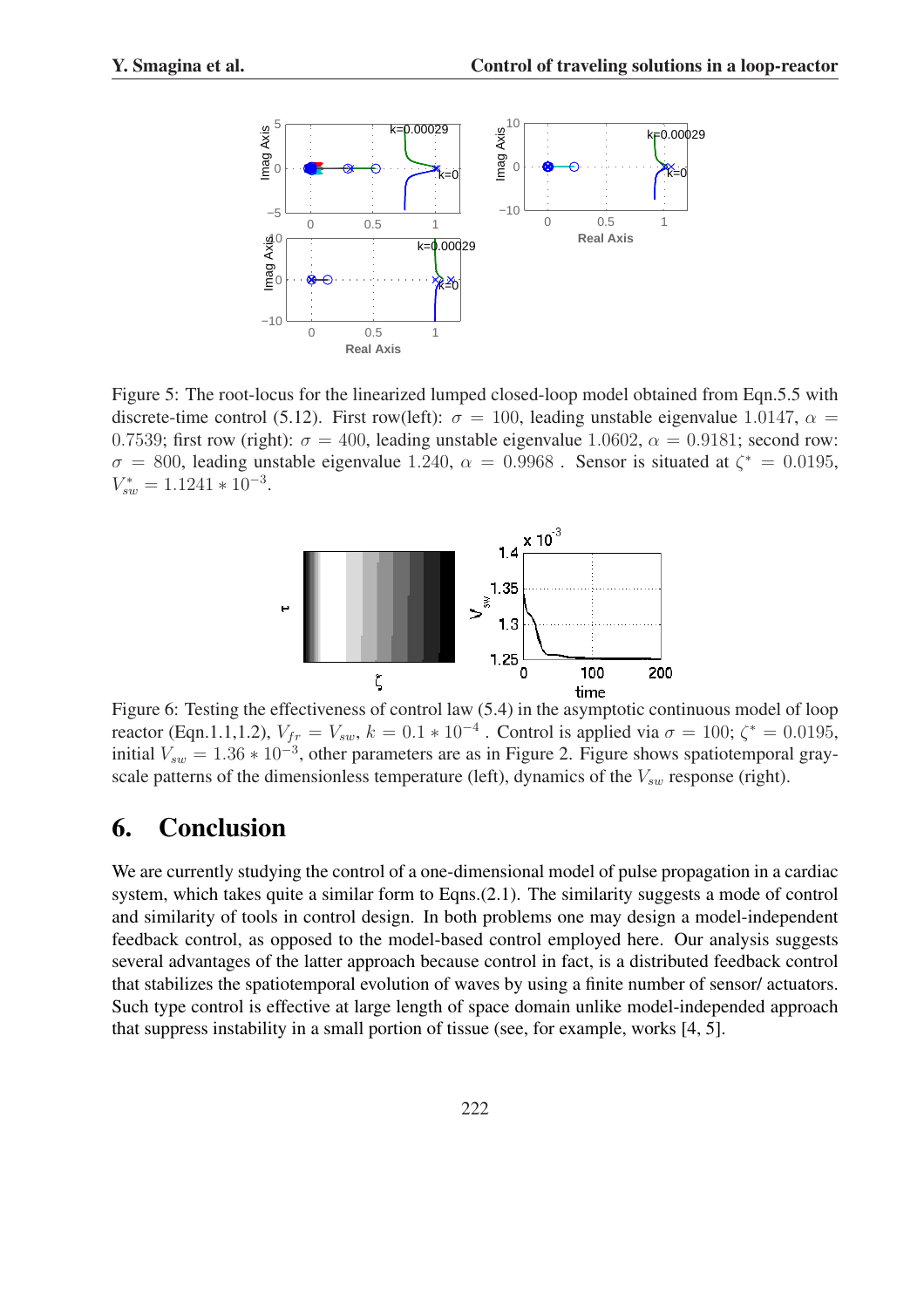Figure 5: The root-locus for the linearized lumped closed-loop model obtained from Eqn.5.5 with discrete-time control (5.12). First row(left): $\sigma = 100$, leading unstable eigenvalue $1.0147$, $\alpha = 0.7539$; first row (right): $\sigma = 400$, leading unstable eigenvalue $1.0602$, $\alpha = 0.9181$; second row: $\sigma = 800$, leading unstable eigenvalue $1.240$, $\alpha = 0.9968$ . Sensor is situated at $\zeta^* = 0.0195$, $V_{sw}^* = 1.1241 * 10^{-3}$.

Figure 6: Testing the effectiveness of control law (5.4) in the asymptotic continuous model of loop reactor (Eqn.1.1,1.2), $V_{fr} = V_{sw}$, $k = 0.1 * 10^{-4}$ . Control is applied via $\sigma = 100$; $\zeta^* = 0.0195$, initial $V_{sw} = 1.36 * 10^{-3}$, other parameters are as in Figure 2. Figure shows spatiotemporal gray-scale patterns of the dimensionless temperature (left), dynamics of the $V_{sw}$ response (right).

## 6. Conclusion

We are currently studying the control of a one-dimensional model of pulse propagation in a cardiac system, which takes quite a similar form to Eqns.(2.1). The similarity suggests a mode of control and similarity of tools in control design. In both problems one may design a model-independent feedback control, as opposed to the model-based control employed here. Our analysis suggests several advantages of the latter approach because control in fact, is a distributed feedback control that stabilizes the spatiotemporal evolution of waves by using a finite number of sensor/ actuators. Such type control is effective at large length of space domain unlike model-independed approach that suppress instability in a small portion of tissue (see, for example, works [4, 5].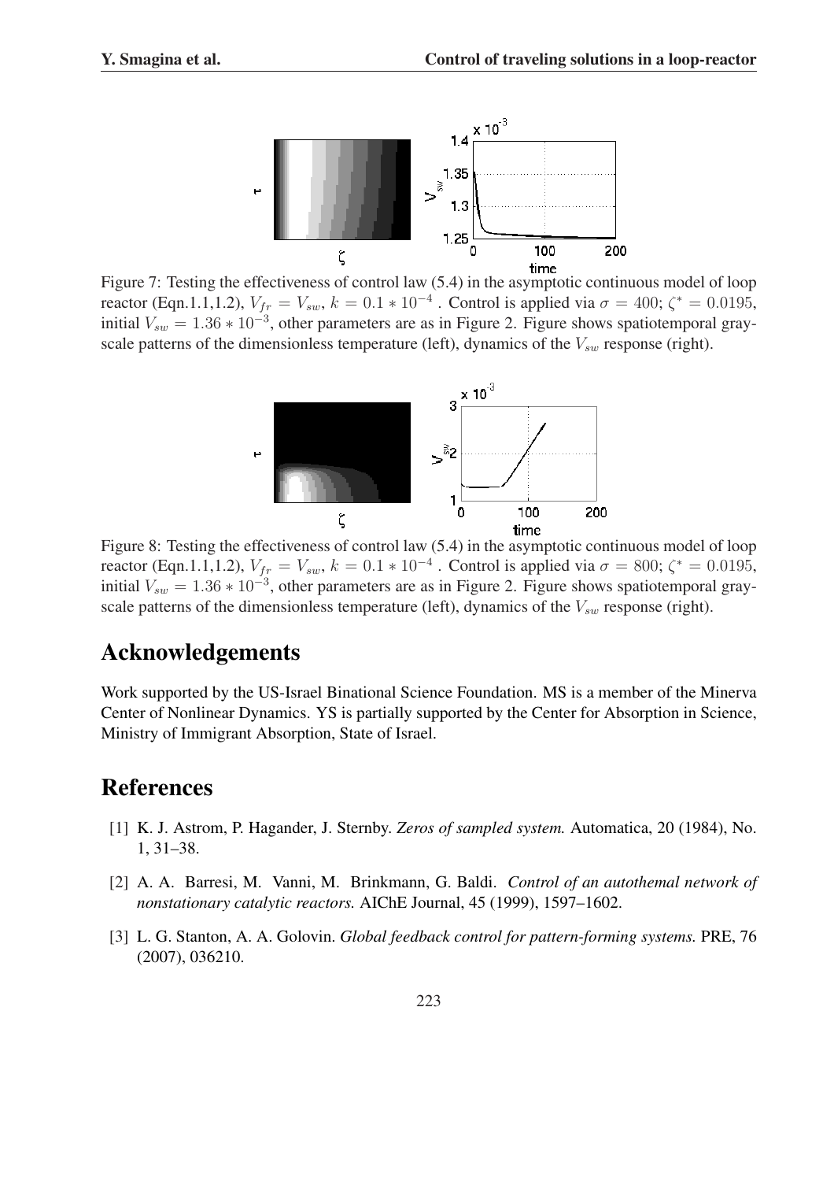Figure 7: Testing the effectiveness of control law (5.4) in the asymptotic continuous model of loop reactor (Eqn.1.1,1.2), $V_{fr} = V_{sw}$, $k = 0.1 * 10^{-4}$ . Control is applied via $\sigma = 400$; $\zeta^* = 0.0195$, initial $V_{sw} = 1.36 * 10^{-3}$, other parameters are as in Figure 2. Figure shows spatiotemporal grayscale patterns of the dimensionless temperature (left), dynamics of the $V_{sw}$ response (right).

Figure 8: Testing the effectiveness of control law (5.4) in the asymptotic continuous model of loop reactor (Eqn.1.1,1.2), $V_{fr} = V_{sw}$, $k = 0.1 * 10^{-4}$ . Control is applied via $\sigma = 800$; $\zeta^* = 0.0195$, initial $V_{sw} = 1.36 * 10^{-3}$, other parameters are as in Figure 2. Figure shows spatiotemporal grayscale patterns of the dimensionless temperature (left), dynamics of the $V_{sw}$ response (right).

# Acknowledgements

Work supported by the US-Israel Binational Science Foundation. MS is a member of the Minerva Center of Nonlinear Dynamics. YS is partially supported by the Center for Absorption in Science, Ministry of Immigrant Absorption, State of Israel.

# References

[1] K. J. Astrom, P. Hagander, J. Sternby. *Zeros of sampled system.* Automatica, 20 (1984), No. 1, 31–38.

[2] A. A. Barresi, M. Vanni, M. Brinkmann, G. Baldi. *Control of an autothemal network of nonstationary catalytic reactors.* AIChE Journal, 45 (1999), 1597–1602.

[3] L. G. Stanton, A. A. Golovin. *Global feedback control for pattern-forming systems.* PRE, 76 (2007), 036210.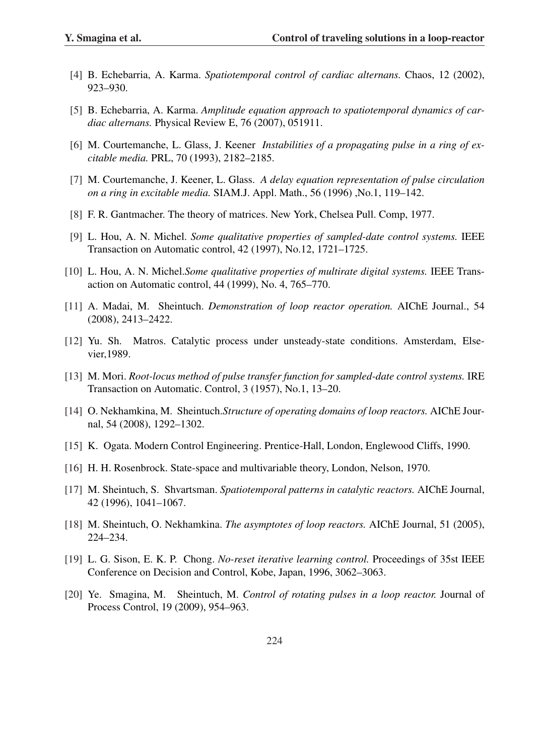[4] B. Echebarria, A. Karma. *Spatiotemporal control of cardiac alternans.* Chaos, 12 (2002), 923–930.

[5] B. Echebarria, A. Karma. *Amplitude equation approach to spatiotemporal dynamics of cardiac alternans.* Physical Review E, 76 (2007), 051911.

[6] M. Courtemanche, L. Glass, J. Keener *Instabilities of a propagating pulse in a ring of excitable media.* PRL, 70 (1993), 2182–2185.

[7] M. Courtemanche, J. Keener, L. Glass. *A delay equation representation of pulse circulation on a ring in excitable media.* SIAM.J. Appl. Math., 56 (1996) ,No.1, 119–142.

[8] F. R. Gantmacher. The theory of matrices. New York, Chelsea Pull. Comp, 1977.

[9] L. Hou, A. N. Michel. *Some qualitative properties of sampled-date control systems.* IEEE Transaction on Automatic control, 42 (1997), No.12, 1721–1725.

[10] L. Hou, A. N. Michel.*Some qualitative properties of multirate digital systems.* IEEE Transaction on Automatic control, 44 (1999), No. 4, 765–770.

[11] A. Madai, M. Sheintuch. *Demonstration of loop reactor operation.* AIChE Journal., 54 (2008), 2413–2422.

[12] Yu. Sh. Matros. Catalytic process under unsteady-state conditions. Amsterdam, Elsevier,1989.

[13] M. Mori. *Root-locus method of pulse transfer function for sampled-date control systems.* IRE Transaction on Automatic. Control, 3 (1957), No.1, 13–20.

[14] O. Nekhamkina, M. Sheintuch.*Structure of operating domains of loop reactors.* AIChE Journal, 54 (2008), 1292–1302.

[15] K. Ogata. Modern Control Engineering. Prentice-Hall, London, Englewood Cliffs, 1990.

[16] H. H. Rosenbrock. State-space and multivariable theory, London, Nelson, 1970.

[17] M. Sheintuch, S. Shvartsman. *Spatiotemporal patterns in catalytic reactors.* AIChE Journal, 42 (1996), 1041–1067.

[18] M. Sheintuch, O. Nekhamkina. *The asymptotes of loop reactors.* AIChE Journal, 51 (2005), 224–234.

[19] L. G. Sison, E. K. P. Chong. *No-reset iterative learning control.* Proceedings of 35st IEEE Conference on Decision and Control, Kobe, Japan, 1996, 3062–3063.

[20] Ye. Smagina, M. Sheintuch, M. *Control of rotating pulses in a loop reactor.* Journal of Process Control, 19 (2009), 954–963.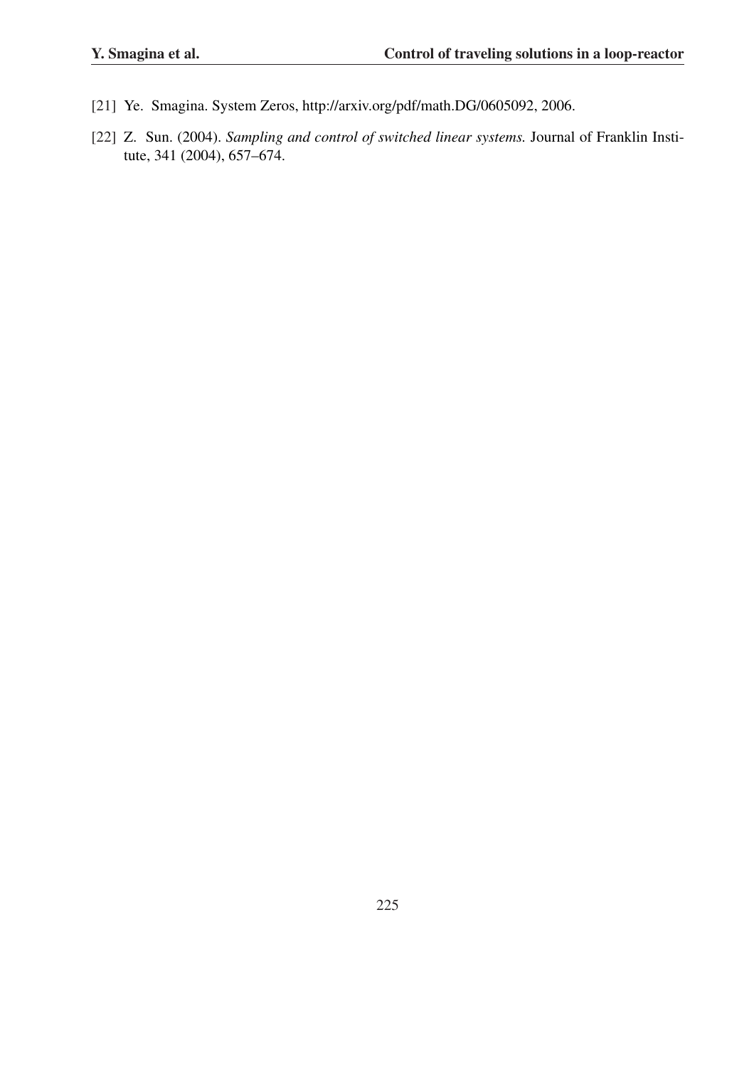[21] Ye. Smagina. System Zeros, http://arxiv.org/pdf/math.DG/0605092, 2006.

[22] Z. Sun. (2004). *Sampling and control of switched linear systems.* Journal of Franklin Institute, 341 (2004), 657–674.